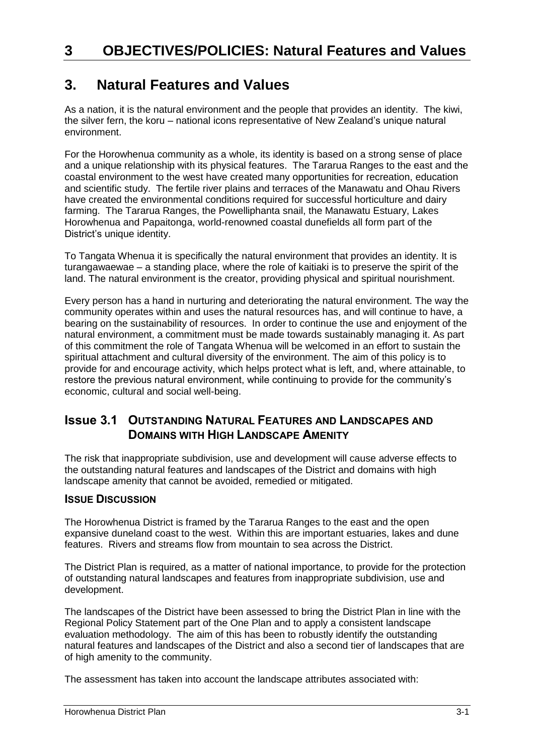# 3 OBJECTIVES/POLICIES: Natural Features and Values

## 3. Natural Features and Values

As a nation, it is the natural environment and the people that provides an identity. The kiwi, the silver fern, the koru – national icons representative of New Zealand's unique natural environment.

For the Horowhenua community as a whole, its identity is based on a strong sense of place and a unique relationship with its physical features. The Tararua Ranges to the east and the coastal environment to the west have created many opportunities for recreation, education and scientific study. The fertile river plains and terraces of the Manawatu and Ohau Rivers have created the environmental conditions required for successful horticulture and dairy farming. The Tararua Ranges, the Powelliphanta snail, the Manawatu Estuary, Lakes Horowhenua and Papaitonga, world-renowned coastal dunefields all form part of the District's unique identity.

To Tangata Whenua it is specifically the natural environment that provides an identity. It is turangawaewae – a standing place, where the role of kaitiaki is to preserve the spirit of the land. The natural environment is the creator, providing physical and spiritual nourishment.

Every person has a hand in nurturing and deteriorating the natural environment. The way the community operates within and uses the natural resources has, and will continue to have, a bearing on the sustainability of resources. In order to continue the use and enjoyment of the natural environment, a commitment must be made towards sustainably managing it. As part of this commitment the role of Tangata Whenua will be welcomed in an effort to sustain the spiritual attachment and cultural diversity of the environment. The aim of this policy is to provide for and encourage activity, which helps protect what is left, and, where attainable, to restore the previous natural environment, while continuing to provide for the community's economic, cultural and social well-being.

### Issue 3.1 Outstanding Natural Features and Landscapes and Domains with High Landscape Amenity

The risk that inappropriate subdivision, use and development will cause adverse effects to the outstanding natural features and landscapes of the District and domains with high landscape amenity that cannot be avoided, remedied or mitigated.

#### Issue Discussion

The Horowhenua District is framed by the Tararua Ranges to the east and the open expansive duneland coast to the west. Within this are important estuaries, lakes and dune features. Rivers and streams flow from mountain to sea across the District.

The District Plan is required, as a matter of national importance, to provide for the protection of outstanding natural landscapes and features from inappropriate subdivision, use and development.

The landscapes of the District have been assessed to bring the District Plan in line with the Regional Policy Statement part of the One Plan and to apply a consistent landscape evaluation methodology. The aim of this has been to robustly identify the outstanding natural features and landscapes of the District and also a second tier of landscapes that are of high amenity to the community.

The assessment has taken into account the landscape attributes associated with: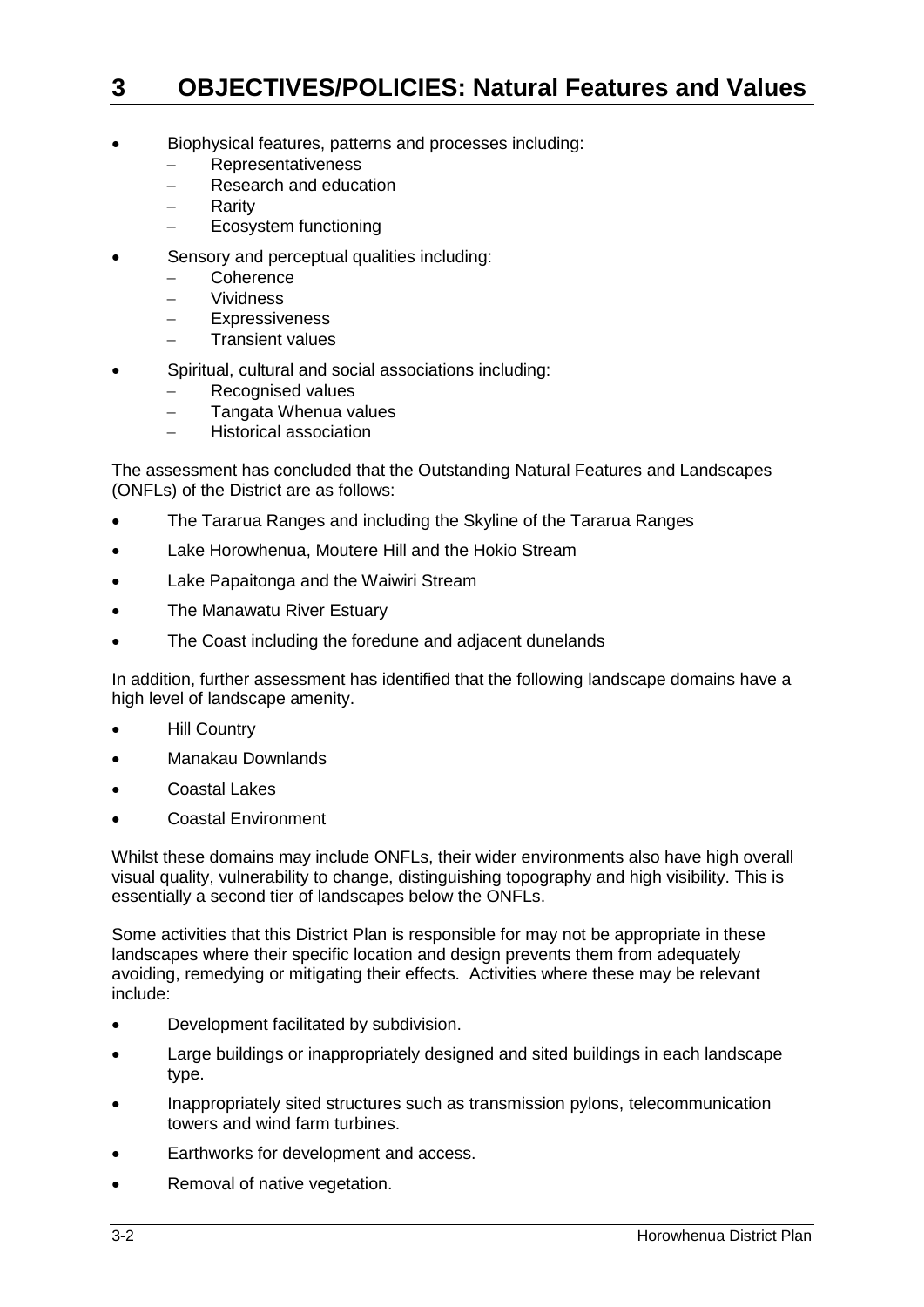# 3 OBJECTIVES/POLICIES: Natural Features and Values

- Biophysical features, patterns and processes including:
  - Representativeness
  - Research and education
  - Rarity
  - Ecosystem functioning
- Sensory and perceptual qualities including:
  - Coherence
  - Vividness
  - Expressiveness
  - Transient values
- Spiritual, cultural and social associations including:
  - Recognised values
  - Tangata Whenua values
  - Historical association

The assessment has concluded that the Outstanding Natural Features and Landscapes (ONFLs) of the District are as follows:

- The Tararua Ranges and including the Skyline of the Tararua Ranges
- Lake Horowhenua, Moutere Hill and the Hokio Stream
- Lake Papaitonga and the Waiwiri Stream
- The Manawatu River Estuary
- The Coast including the foredune and adjacent dunelands

In addition, further assessment has identified that the following landscape domains have a high level of landscape amenity.

- Hill Country
- Manakau Downlands
- Coastal Lakes
- Coastal Environment

Whilst these domains may include ONFLs, their wider environments also have high overall visual quality, vulnerability to change, distinguishing topography and high visibility. This is essentially a second tier of landscapes below the ONFLs.

Some activities that this District Plan is responsible for may not be appropriate in these landscapes where their specific location and design prevents them from adequately avoiding, remedying or mitigating their effects. Activities where these may be relevant include:

- Development facilitated by subdivision.
- Large buildings or inappropriately designed and sited buildings in each landscape type.
- Inappropriately sited structures such as transmission pylons, telecommunication towers and wind farm turbines.
- Earthworks for development and access.
- Removal of native vegetation.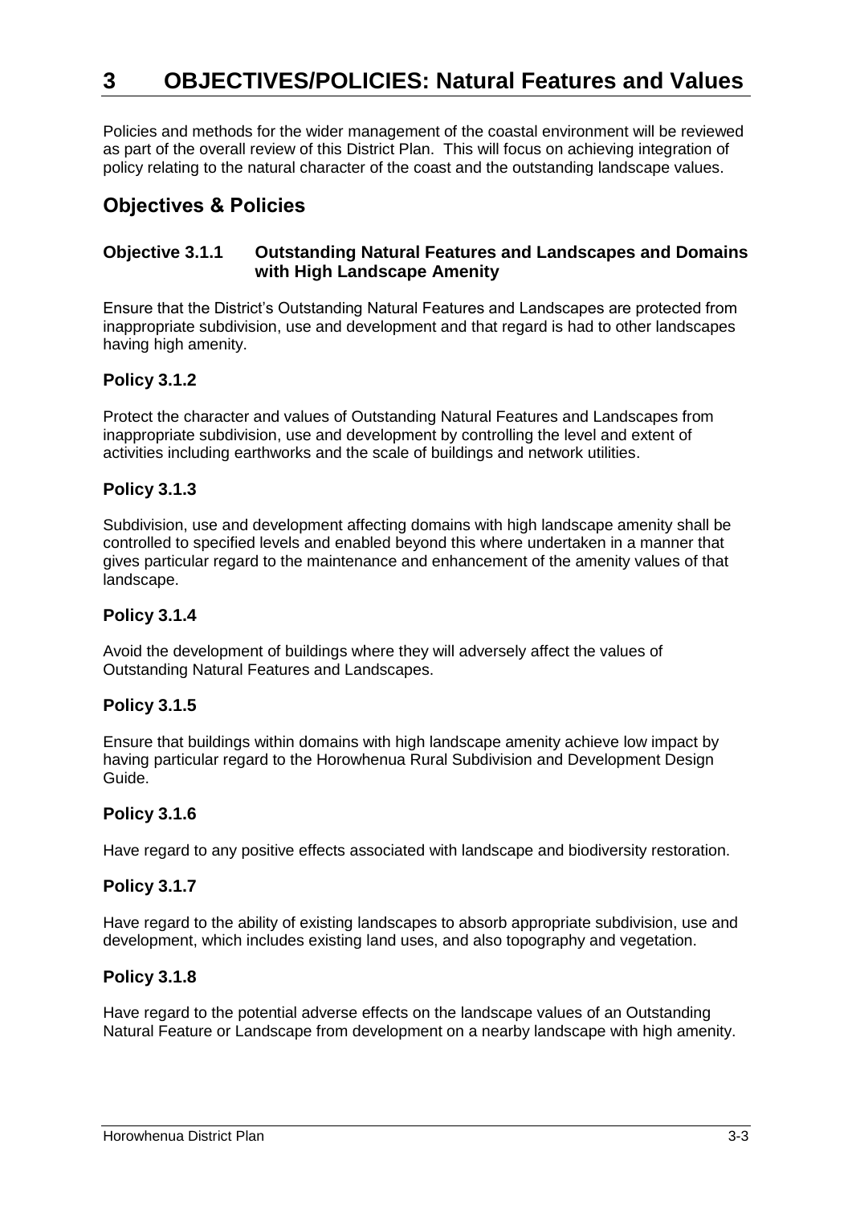# 3 OBJECTIVES/POLICIES: Natural Features and Values

Policies and methods for the wider management of the coastal environment will be reviewed as part of the overall review of this District Plan. This will focus on achieving integration of policy relating to the natural character of the coast and the outstanding landscape values.

## Objectives & Policies

### Objective 3.1.1 Outstanding Natural Features and Landscapes and Domains with High Landscape Amenity

Ensure that the District's Outstanding Natural Features and Landscapes are protected from inappropriate subdivision, use and development and that regard is had to other landscapes having high amenity.

### Policy 3.1.2

Protect the character and values of Outstanding Natural Features and Landscapes from inappropriate subdivision, use and development by controlling the level and extent of activities including earthworks and the scale of buildings and network utilities.

### Policy 3.1.3

Subdivision, use and development affecting domains with high landscape amenity shall be controlled to specified levels and enabled beyond this where undertaken in a manner that gives particular regard to the maintenance and enhancement of the amenity values of that landscape.

### Policy 3.1.4

Avoid the development of buildings where they will adversely affect the values of Outstanding Natural Features and Landscapes.

### Policy 3.1.5

Ensure that buildings within domains with high landscape amenity achieve low impact by having particular regard to the Horowhenua Rural Subdivision and Development Design Guide.

### Policy 3.1.6

Have regard to any positive effects associated with landscape and biodiversity restoration.

### Policy 3.1.7

Have regard to the ability of existing landscapes to absorb appropriate subdivision, use and development, which includes existing land uses, and also topography and vegetation.

### Policy 3.1.8

Have regard to the potential adverse effects on the landscape values of an Outstanding Natural Feature or Landscape from development on a nearby landscape with high amenity.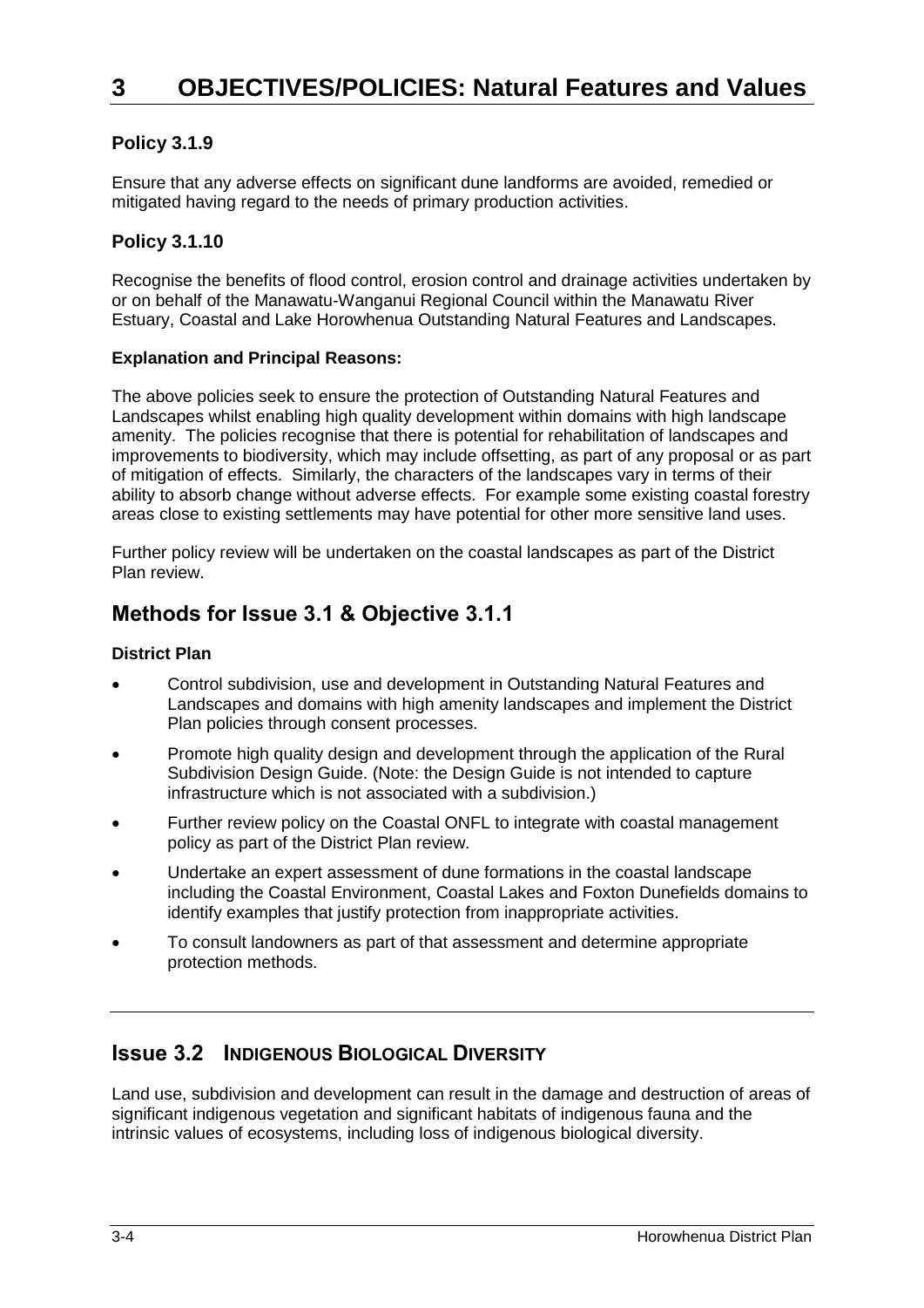# 3 OBJECTIVES/POLICIES: Natural Features and Values

### Policy 3.1.9

Ensure that any adverse effects on significant dune landforms are avoided, remedied or mitigated having regard to the needs of primary production activities.

### Policy 3.1.10

Recognise the benefits of flood control, erosion control and drainage activities undertaken by or on behalf of the Manawatu-Wanganui Regional Council within the Manawatu River Estuary, Coastal and Lake Horowhenua Outstanding Natural Features and Landscapes.

**Explanation and Principal Reasons:**

The above policies seek to ensure the protection of Outstanding Natural Features and Landscapes whilst enabling high quality development within domains with high landscape amenity. The policies recognise that there is potential for rehabilitation of landscapes and improvements to biodiversity, which may include offsetting, as part of any proposal or as part of mitigation of effects. Similarly, the characters of the landscapes vary in terms of their ability to absorb change without adverse effects. For example some existing coastal forestry areas close to existing settlements may have potential for other more sensitive land uses.

Further policy review will be undertaken on the coastal landscapes as part of the District Plan review.

## Methods for Issue 3.1 & Objective 3.1.1

**District Plan**

- Control subdivision, use and development in Outstanding Natural Features and Landscapes and domains with high amenity landscapes and implement the District Plan policies through consent processes.
- Promote high quality design and development through the application of the Rural Subdivision Design Guide. (Note: the Design Guide is not intended to capture infrastructure which is not associated with a subdivision.)
- Further review policy on the Coastal ONFL to integrate with coastal management policy as part of the District Plan review.
- Undertake an expert assessment of dune formations in the coastal landscape including the Coastal Environment, Coastal Lakes and Foxton Dunefields domains to identify examples that justify protection from inappropriate activities.
- To consult landowners as part of that assessment and determine appropriate protection methods.

---

## Issue 3.2 INDIGENOUS BIOLOGICAL DIVERSITY

Land use, subdivision and development can result in the damage and destruction of areas of significant indigenous vegetation and significant habitats of indigenous fauna and the intrinsic values of ecosystems, including loss of indigenous biological diversity.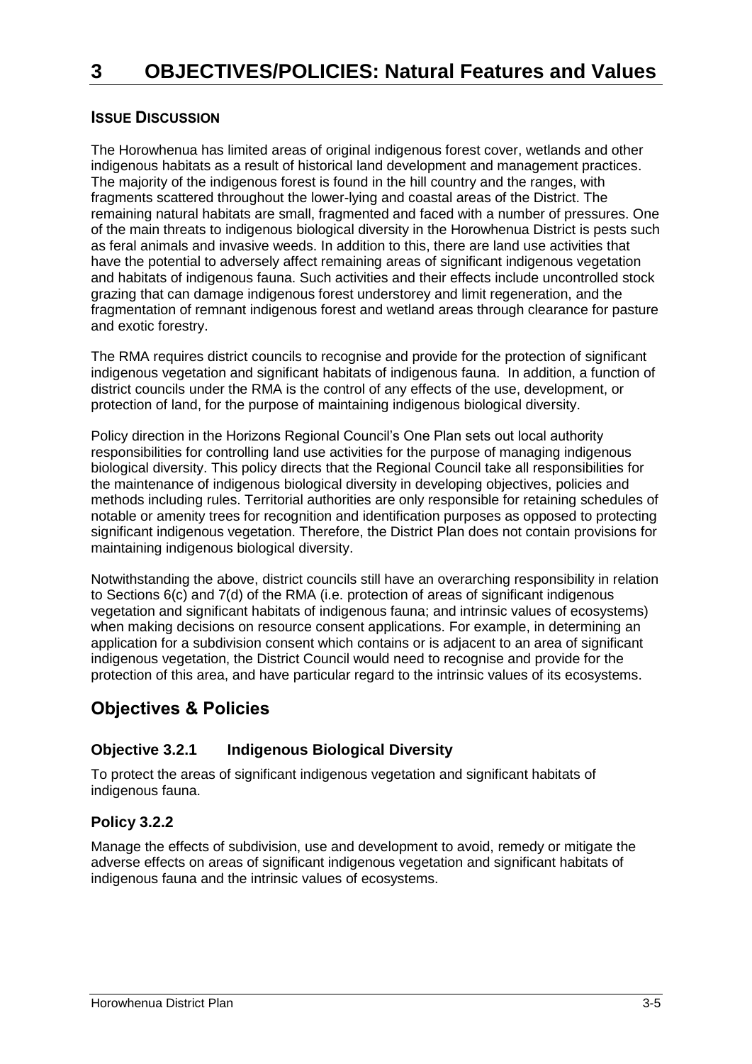# 3 OBJECTIVES/POLICIES: Natural Features and Values

### ISSUE DISCUSSION

The Horowhenua has limited areas of original indigenous forest cover, wetlands and other indigenous habitats as a result of historical land development and management practices. The majority of the indigenous forest is found in the hill country and the ranges, with fragments scattered throughout the lower-lying and coastal areas of the District. The remaining natural habitats are small, fragmented and faced with a number of pressures. One of the main threats to indigenous biological diversity in the Horowhenua District is pests such as feral animals and invasive weeds. In addition to this, there are land use activities that have the potential to adversely affect remaining areas of significant indigenous vegetation and habitats of indigenous fauna. Such activities and their effects include uncontrolled stock grazing that can damage indigenous forest understorey and limit regeneration, and the fragmentation of remnant indigenous forest and wetland areas through clearance for pasture and exotic forestry.

The RMA requires district councils to recognise and provide for the protection of significant indigenous vegetation and significant habitats of indigenous fauna. In addition, a function of district councils under the RMA is the control of any effects of the use, development, or protection of land, for the purpose of maintaining indigenous biological diversity.

Policy direction in the Horizons Regional Council's One Plan sets out local authority responsibilities for controlling land use activities for the purpose of managing indigenous biological diversity. This policy directs that the Regional Council take all responsibilities for the maintenance of indigenous biological diversity in developing objectives, policies and methods including rules. Territorial authorities are only responsible for retaining schedules of notable or amenity trees for recognition and identification purposes as opposed to protecting significant indigenous vegetation. Therefore, the District Plan does not contain provisions for maintaining indigenous biological diversity.

Notwithstanding the above, district councils still have an overarching responsibility in relation to Sections 6(c) and 7(d) of the RMA (i.e. protection of areas of significant indigenous vegetation and significant habitats of indigenous fauna; and intrinsic values of ecosystems) when making decisions on resource consent applications. For example, in determining an application for a subdivision consent which contains or is adjacent to an area of significant indigenous vegetation, the District Council would need to recognise and provide for the protection of this area, and have particular regard to the intrinsic values of its ecosystems.

## Objectives & Policies

### Objective 3.2.1 Indigenous Biological Diversity

To protect the areas of significant indigenous vegetation and significant habitats of indigenous fauna.

### Policy 3.2.2

Manage the effects of subdivision, use and development to avoid, remedy or mitigate the adverse effects on areas of significant indigenous vegetation and significant habitats of indigenous fauna and the intrinsic values of ecosystems.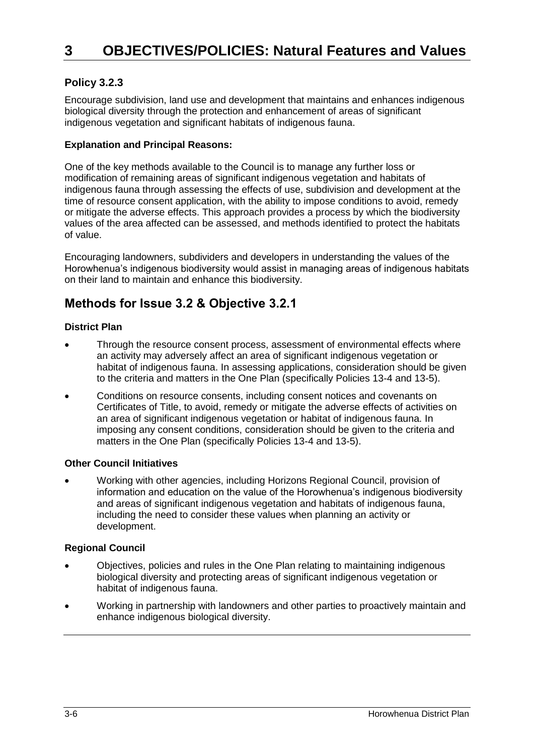# 3 OBJECTIVES/POLICIES: Natural Features and Values

### Policy 3.2.3

Encourage subdivision, land use and development that maintains and enhances indigenous biological diversity through the protection and enhancement of areas of significant indigenous vegetation and significant habitats of indigenous fauna.

**Explanation and Principal Reasons:**

One of the key methods available to the Council is to manage any further loss or modification of remaining areas of significant indigenous vegetation and habitats of indigenous fauna through assessing the effects of use, subdivision and development at the time of resource consent application, with the ability to impose conditions to avoid, remedy or mitigate the adverse effects. This approach provides a process by which the biodiversity values of the area affected can be assessed, and methods identified to protect the habitats of value.

Encouraging landowners, subdividers and developers in understanding the values of the Horowhenua's indigenous biodiversity would assist in managing areas of indigenous habitats on their land to maintain and enhance this biodiversity.

## Methods for Issue 3.2 & Objective 3.2.1

**District Plan**

- Through the resource consent process, assessment of environmental effects where an activity may adversely affect an area of significant indigenous vegetation or habitat of indigenous fauna. In assessing applications, consideration should be given to the criteria and matters in the One Plan (specifically Policies 13-4 and 13-5).
- Conditions on resource consents, including consent notices and covenants on Certificates of Title, to avoid, remedy or mitigate the adverse effects of activities on an area of significant indigenous vegetation or habitat of indigenous fauna. In imposing any consent conditions, consideration should be given to the criteria and matters in the One Plan (specifically Policies 13-4 and 13-5).

**Other Council Initiatives**

- Working with other agencies, including Horizons Regional Council, provision of information and education on the value of the Horowhenua's indigenous biodiversity and areas of significant indigenous vegetation and habitats of indigenous fauna, including the need to consider these values when planning an activity or development.

**Regional Council**

- Objectives, policies and rules in the One Plan relating to maintaining indigenous biological diversity and protecting areas of significant indigenous vegetation or habitat of indigenous fauna.
- Working in partnership with landowners and other parties to proactively maintain and enhance indigenous biological diversity.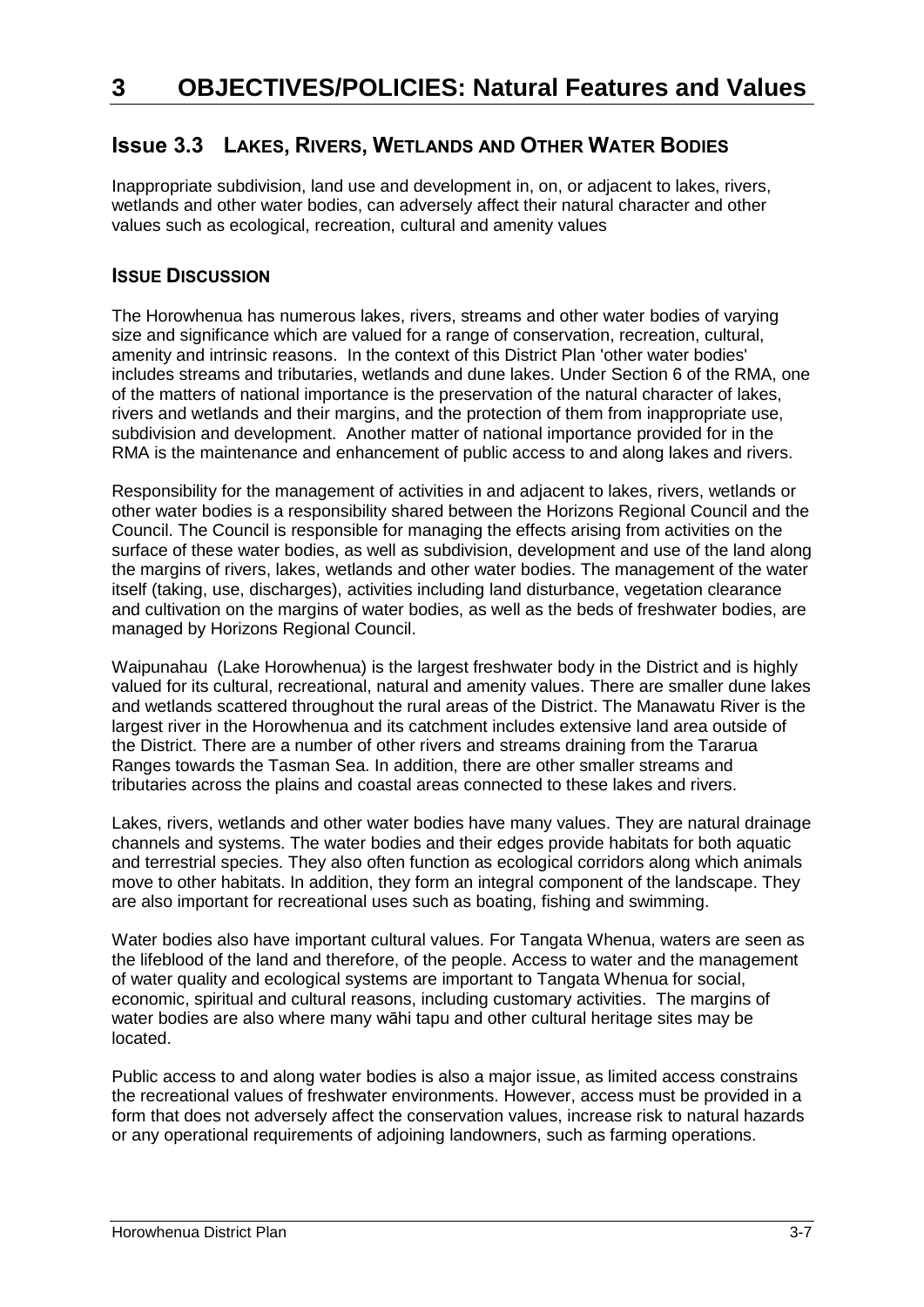# 3 OBJECTIVES/POLICIES: Natural Features and Values

## Issue 3.3 LAKES, RIVERS, WETLANDS AND OTHER WATER BODIES

Inappropriate subdivision, land use and development in, on, or adjacent to lakes, rivers, wetlands and other water bodies, can adversely affect their natural character and other values such as ecological, recreation, cultural and amenity values

### ISSUE DISCUSSION

The Horowhenua has numerous lakes, rivers, streams and other water bodies of varying size and significance which are valued for a range of conservation, recreation, cultural, amenity and intrinsic reasons. In the context of this District Plan 'other water bodies' includes streams and tributaries, wetlands and dune lakes. Under Section 6 of the RMA, one of the matters of national importance is the preservation of the natural character of lakes, rivers and wetlands and their margins, and the protection of them from inappropriate use, subdivision and development. Another matter of national importance provided for in the RMA is the maintenance and enhancement of public access to and along lakes and rivers.

Responsibility for the management of activities in and adjacent to lakes, rivers, wetlands or other water bodies is a responsibility shared between the Horizons Regional Council and the Council. The Council is responsible for managing the effects arising from activities on the surface of these water bodies, as well as subdivision, development and use of the land along the margins of rivers, lakes, wetlands and other water bodies. The management of the water itself (taking, use, discharges), activities including land disturbance, vegetation clearance and cultivation on the margins of water bodies, as well as the beds of freshwater bodies, are managed by Horizons Regional Council.

Waipunahau (Lake Horowhenua) is the largest freshwater body in the District and is highly valued for its cultural, recreational, natural and amenity values. There are smaller dune lakes and wetlands scattered throughout the rural areas of the District. The Manawatu River is the largest river in the Horowhenua and its catchment includes extensive land area outside of the District. There are a number of other rivers and streams draining from the Tararua Ranges towards the Tasman Sea. In addition, there are other smaller streams and tributaries across the plains and coastal areas connected to these lakes and rivers.

Lakes, rivers, wetlands and other water bodies have many values. They are natural drainage channels and systems. The water bodies and their edges provide habitats for both aquatic and terrestrial species. They also often function as ecological corridors along which animals move to other habitats. In addition, they form an integral component of the landscape. They are also important for recreational uses such as boating, fishing and swimming.

Water bodies also have important cultural values. For Tangata Whenua, waters are seen as the lifeblood of the land and therefore, of the people. Access to water and the management of water quality and ecological systems are important to Tangata Whenua for social, economic, spiritual and cultural reasons, including customary activities. The margins of water bodies are also where many wāhi tapu and other cultural heritage sites may be located.

Public access to and along water bodies is also a major issue, as limited access constrains the recreational values of freshwater environments. However, access must be provided in a form that does not adversely affect the conservation values, increase risk to natural hazards or any operational requirements of adjoining landowners, such as farming operations.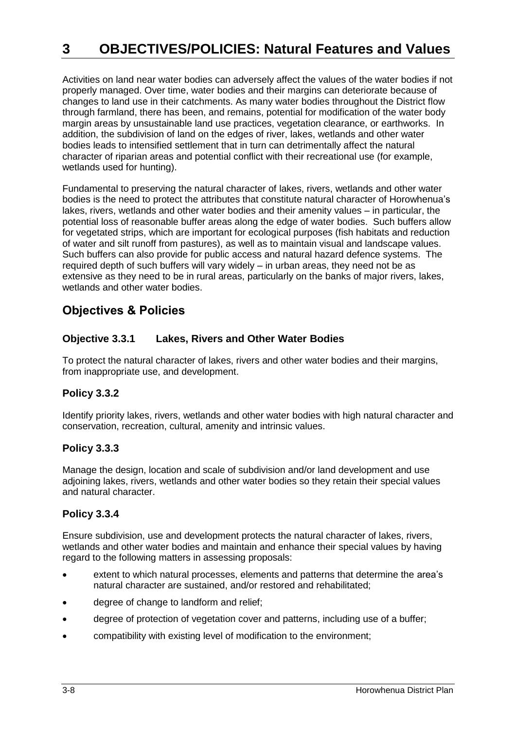# 3 OBJECTIVES/POLICIES: Natural Features and Values

Activities on land near water bodies can adversely affect the values of the water bodies if not properly managed. Over time, water bodies and their margins can deteriorate because of changes to land use in their catchments. As many water bodies throughout the District flow through farmland, there has been, and remains, potential for modification of the water body margin areas by unsustainable land use practices, vegetation clearance, or earthworks. In addition, the subdivision of land on the edges of river, lakes, wetlands and other water bodies leads to intensified settlement that in turn can detrimentally affect the natural character of riparian areas and potential conflict with their recreational use (for example, wetlands used for hunting).

Fundamental to preserving the natural character of lakes, rivers, wetlands and other water bodies is the need to protect the attributes that constitute natural character of Horowhenua's lakes, rivers, wetlands and other water bodies and their amenity values – in particular, the potential loss of reasonable buffer areas along the edge of water bodies. Such buffers allow for vegetated strips, which are important for ecological purposes (fish habitats and reduction of water and silt runoff from pastures), as well as to maintain visual and landscape values. Such buffers can also provide for public access and natural hazard defence systems. The required depth of such buffers will vary widely – in urban areas, they need not be as extensive as they need to be in rural areas, particularly on the banks of major rivers, lakes, wetlands and other water bodies.

## Objectives & Policies

### Objective 3.3.1 Lakes, Rivers and Other Water Bodies

To protect the natural character of lakes, rivers and other water bodies and their margins, from inappropriate use, and development.

### Policy 3.3.2

Identify priority lakes, rivers, wetlands and other water bodies with high natural character and conservation, recreation, cultural, amenity and intrinsic values.

### Policy 3.3.3

Manage the design, location and scale of subdivision and/or land development and use adjoining lakes, rivers, wetlands and other water bodies so they retain their special values and natural character.

### Policy 3.3.4

Ensure subdivision, use and development protects the natural character of lakes, rivers, wetlands and other water bodies and maintain and enhance their special values by having regard to the following matters in assessing proposals:

- extent to which natural processes, elements and patterns that determine the area's natural character are sustained, and/or restored and rehabilitated;
- degree of change to landform and relief;
- degree of protection of vegetation cover and patterns, including use of a buffer;
- compatibility with existing level of modification to the environment;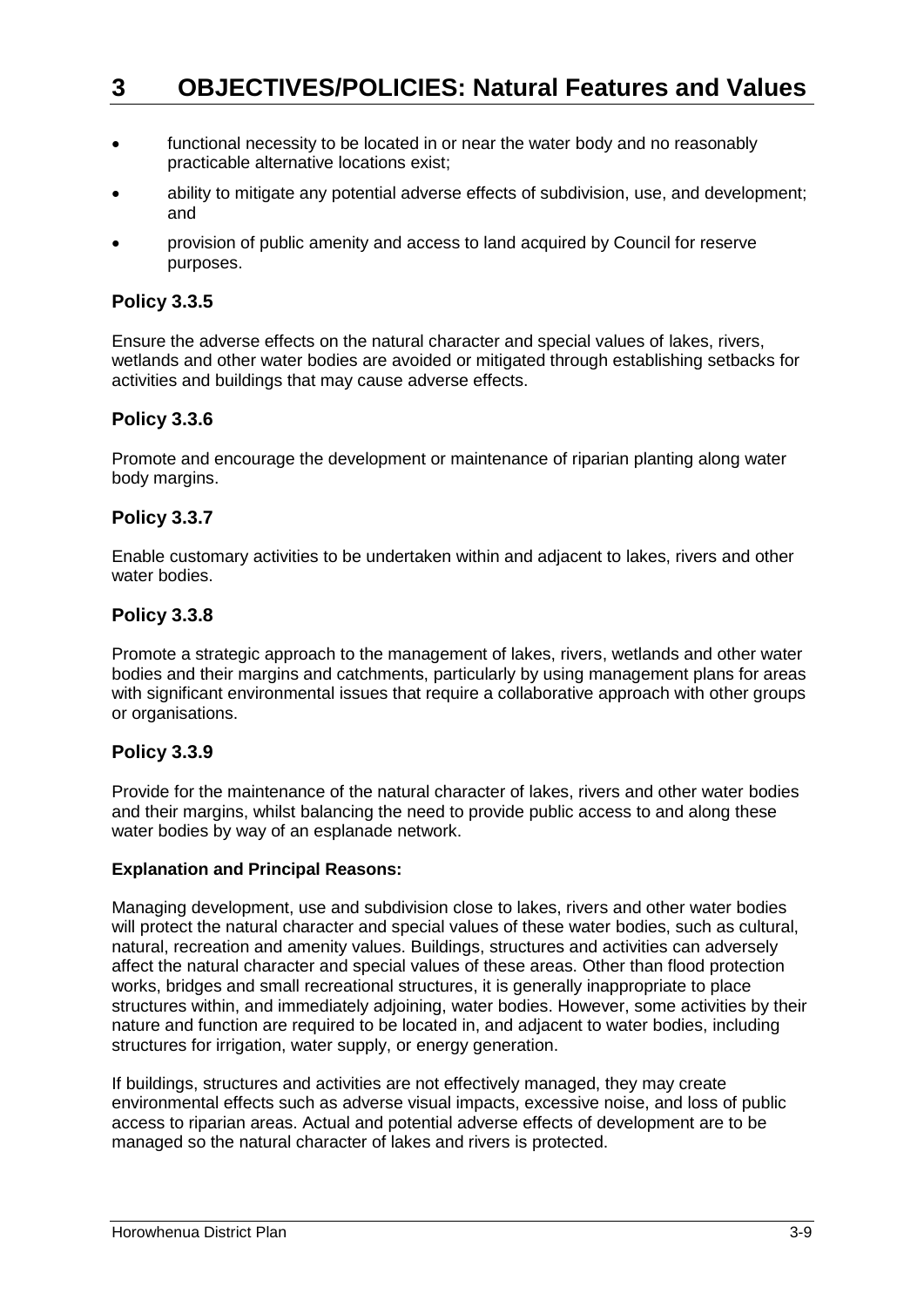- functional necessity to be located in or near the water body and no reasonably practicable alternative locations exist;
- ability to mitigate any potential adverse effects of subdivision, use, and development; and
- provision of public amenity and access to land acquired by Council for reserve purposes.

### Policy 3.3.5

Ensure the adverse effects on the natural character and special values of lakes, rivers, wetlands and other water bodies are avoided or mitigated through establishing setbacks for activities and buildings that may cause adverse effects.

### Policy 3.3.6

Promote and encourage the development or maintenance of riparian planting along water body margins.

### Policy 3.3.7

Enable customary activities to be undertaken within and adjacent to lakes, rivers and other water bodies.

### Policy 3.3.8

Promote a strategic approach to the management of lakes, rivers, wetlands and other water bodies and their margins and catchments, particularly by using management plans for areas with significant environmental issues that require a collaborative approach with other groups or organisations.

### Policy 3.3.9

Provide for the maintenance of the natural character of lakes, rivers and other water bodies and their margins, whilst balancing the need to provide public access to and along these water bodies by way of an esplanade network.

**Explanation and Principal Reasons:**

Managing development, use and subdivision close to lakes, rivers and other water bodies will protect the natural character and special values of these water bodies, such as cultural, natural, recreation and amenity values. Buildings, structures and activities can adversely affect the natural character and special values of these areas. Other than flood protection works, bridges and small recreational structures, it is generally inappropriate to place structures within, and immediately adjoining, water bodies. However, some activities by their nature and function are required to be located in, and adjacent to water bodies, including structures for irrigation, water supply, or energy generation.

If buildings, structures and activities are not effectively managed, they may create environmental effects such as adverse visual impacts, excessive noise, and loss of public access to riparian areas. Actual and potential adverse effects of development are to be managed so the natural character of lakes and rivers is protected.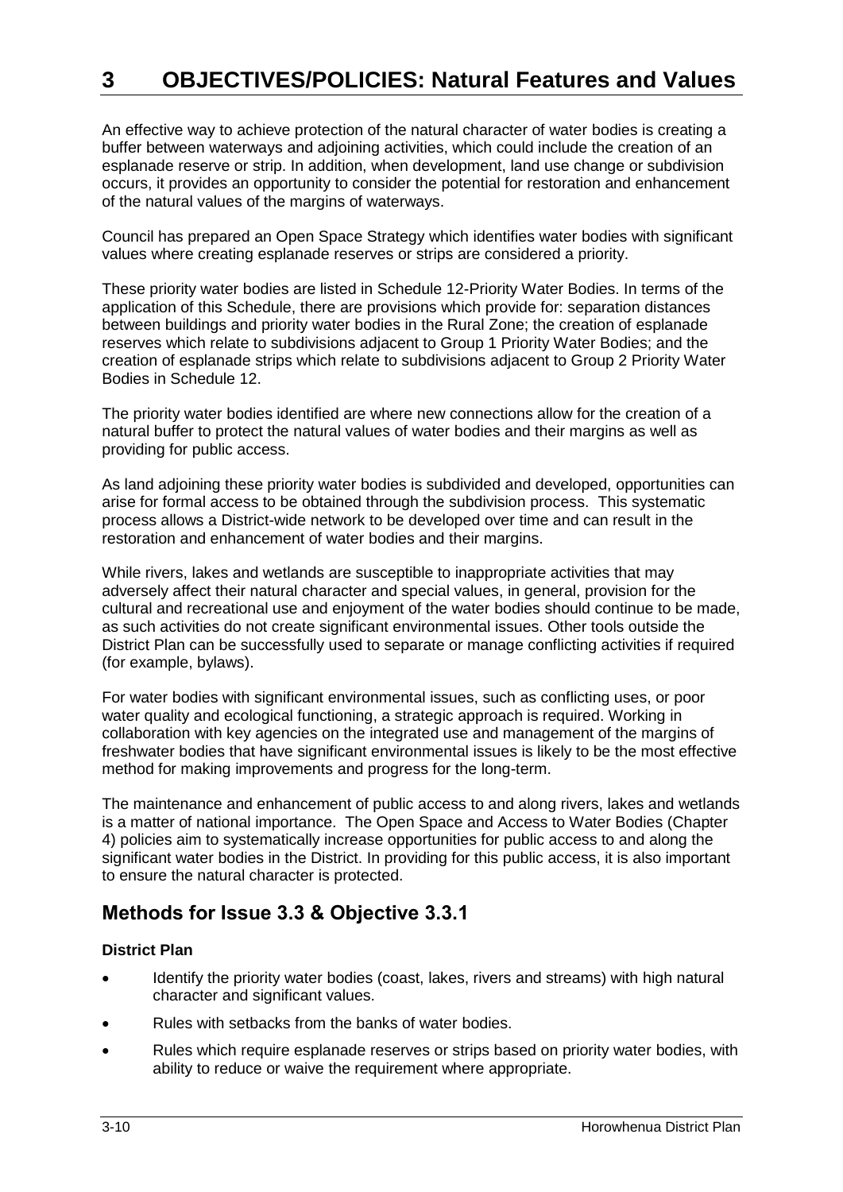# 3 OBJECTIVES/POLICIES: Natural Features and Values

An effective way to achieve protection of the natural character of water bodies is creating a buffer between waterways and adjoining activities, which could include the creation of an esplanade reserve or strip. In addition, when development, land use change or subdivision occurs, it provides an opportunity to consider the potential for restoration and enhancement of the natural values of the margins of waterways.

Council has prepared an Open Space Strategy which identifies water bodies with significant values where creating esplanade reserves or strips are considered a priority.

These priority water bodies are listed in Schedule 12-Priority Water Bodies. In terms of the application of this Schedule, there are provisions which provide for: separation distances between buildings and priority water bodies in the Rural Zone; the creation of esplanade reserves which relate to subdivisions adjacent to Group 1 Priority Water Bodies; and the creation of esplanade strips which relate to subdivisions adjacent to Group 2 Priority Water Bodies in Schedule 12.

The priority water bodies identified are where new connections allow for the creation of a natural buffer to protect the natural values of water bodies and their margins as well as providing for public access.

As land adjoining these priority water bodies is subdivided and developed, opportunities can arise for formal access to be obtained through the subdivision process. This systematic process allows a District-wide network to be developed over time and can result in the restoration and enhancement of water bodies and their margins.

While rivers, lakes and wetlands are susceptible to inappropriate activities that may adversely affect their natural character and special values, in general, provision for the cultural and recreational use and enjoyment of the water bodies should continue to be made, as such activities do not create significant environmental issues. Other tools outside the District Plan can be successfully used to separate or manage conflicting activities if required (for example, bylaws).

For water bodies with significant environmental issues, such as conflicting uses, or poor water quality and ecological functioning, a strategic approach is required. Working in collaboration with key agencies on the integrated use and management of the margins of freshwater bodies that have significant environmental issues is likely to be the most effective method for making improvements and progress for the long-term.

The maintenance and enhancement of public access to and along rivers, lakes and wetlands is a matter of national importance. The Open Space and Access to Water Bodies (Chapter 4) policies aim to systematically increase opportunities for public access to and along the significant water bodies in the District. In providing for this public access, it is also important to ensure the natural character is protected.

## Methods for Issue 3.3 & Objective 3.3.1

**District Plan**

- Identify the priority water bodies (coast, lakes, rivers and streams) with high natural character and significant values.
- Rules with setbacks from the banks of water bodies.
- Rules which require esplanade reserves or strips based on priority water bodies, with ability to reduce or waive the requirement where appropriate.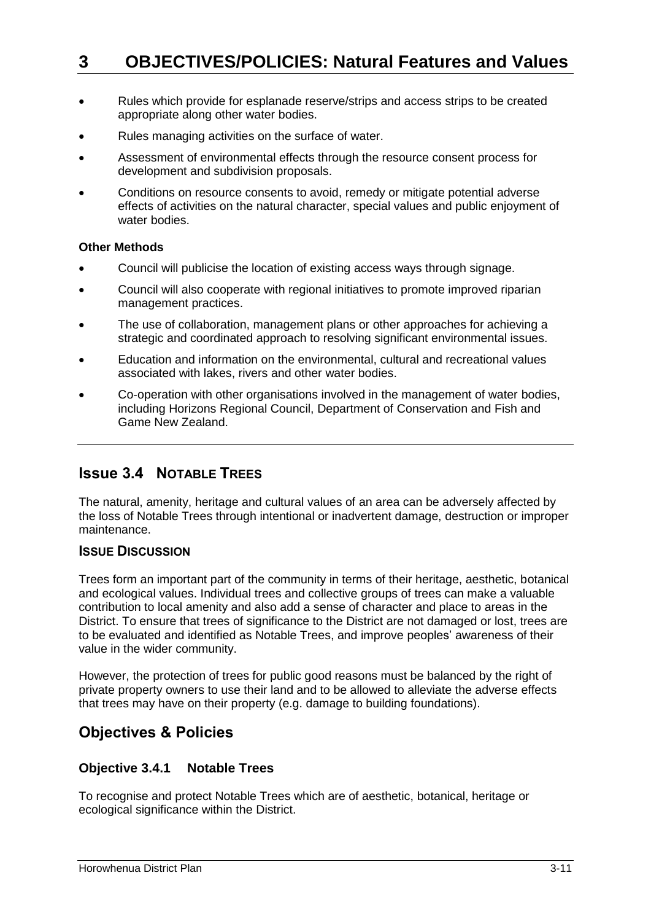- Rules which provide for esplanade reserve/strips and access strips to be created appropriate along other water bodies.
- Rules managing activities on the surface of water.
- Assessment of environmental effects through the resource consent process for development and subdivision proposals.
- Conditions on resource consents to avoid, remedy or mitigate potential adverse effects of activities on the natural character, special values and public enjoyment of water bodies.

**Other Methods**

- Council will publicise the location of existing access ways through signage.
- Council will also cooperate with regional initiatives to promote improved riparian management practices.
- The use of collaboration, management plans or other approaches for achieving a strategic and coordinated approach to resolving significant environmental issues.
- Education and information on the environmental, cultural and recreational values associated with lakes, rivers and other water bodies.
- Co-operation with other organisations involved in the management of water bodies, including Horizons Regional Council, Department of Conservation and Fish and Game New Zealand.

## Issue 3.4 NOTABLE TREES

The natural, amenity, heritage and cultural values of an area can be adversely affected by the loss of Notable Trees through intentional or inadvertent damage, destruction or improper maintenance.

### ISSUE DISCUSSION

Trees form an important part of the community in terms of their heritage, aesthetic, botanical and ecological values. Individual trees and collective groups of trees can make a valuable contribution to local amenity and also add a sense of character and place to areas in the District. To ensure that trees of significance to the District are not damaged or lost, trees are to be evaluated and identified as Notable Trees, and improve peoples' awareness of their value in the wider community.

However, the protection of trees for public good reasons must be balanced by the right of private property owners to use their land and to be allowed to alleviate the adverse effects that trees may have on their property (e.g. damage to building foundations).

## Objectives & Policies

### Objective 3.4.1 Notable Trees

To recognise and protect Notable Trees which are of aesthetic, botanical, heritage or ecological significance within the District.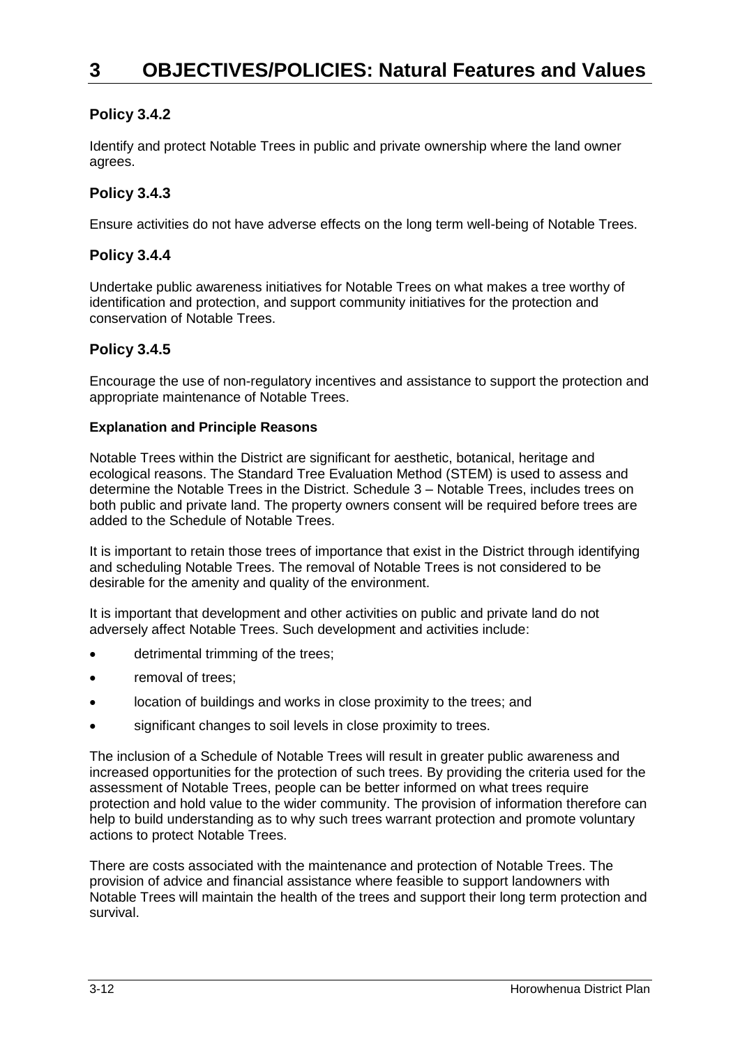# 3 OBJECTIVES/POLICIES: Natural Features and Values

### Policy 3.4.2

Identify and protect Notable Trees in public and private ownership where the land owner agrees.

### Policy 3.4.3

Ensure activities do not have adverse effects on the long term well-being of Notable Trees.

### Policy 3.4.4

Undertake public awareness initiatives for Notable Trees on what makes a tree worthy of identification and protection, and support community initiatives for the protection and conservation of Notable Trees.

### Policy 3.4.5

Encourage the use of non-regulatory incentives and assistance to support the protection and appropriate maintenance of Notable Trees.

**Explanation and Principle Reasons**

Notable Trees within the District are significant for aesthetic, botanical, heritage and ecological reasons. The Standard Tree Evaluation Method (STEM) is used to assess and determine the Notable Trees in the District. Schedule 3 – Notable Trees, includes trees on both public and private land. The property owners consent will be required before trees are added to the Schedule of Notable Trees.

It is important to retain those trees of importance that exist in the District through identifying and scheduling Notable Trees. The removal of Notable Trees is not considered to be desirable for the amenity and quality of the environment.

It is important that development and other activities on public and private land do not adversely affect Notable Trees. Such development and activities include:

- detrimental trimming of the trees;
- removal of trees;
- location of buildings and works in close proximity to the trees; and
- significant changes to soil levels in close proximity to trees.

The inclusion of a Schedule of Notable Trees will result in greater public awareness and increased opportunities for the protection of such trees. By providing the criteria used for the assessment of Notable Trees, people can be better informed on what trees require protection and hold value to the wider community. The provision of information therefore can help to build understanding as to why such trees warrant protection and promote voluntary actions to protect Notable Trees.

There are costs associated with the maintenance and protection of Notable Trees. The provision of advice and financial assistance where feasible to support landowners with Notable Trees will maintain the health of the trees and support their long term protection and survival.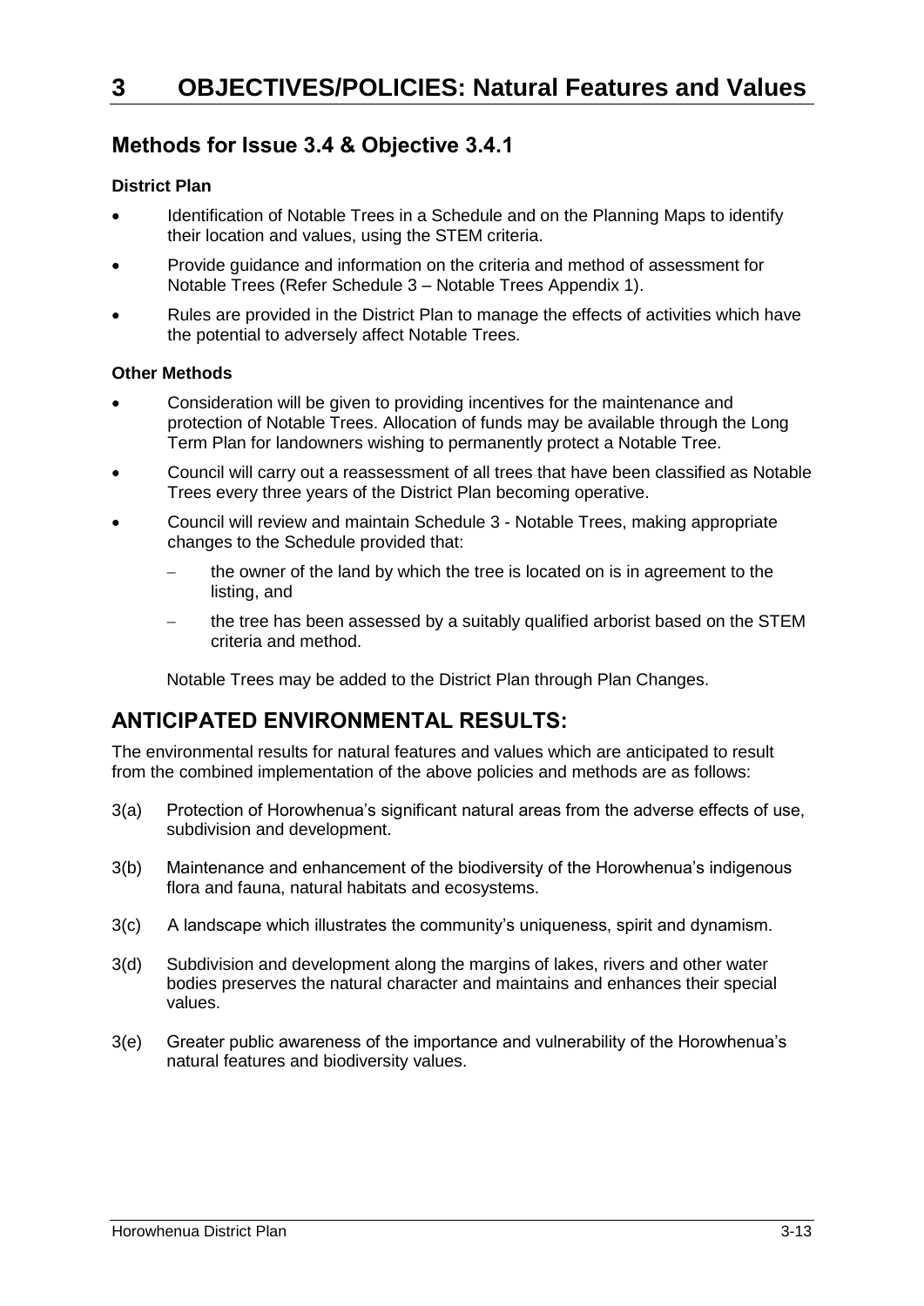# 3 OBJECTIVES/POLICIES: Natural Features and Values

## Methods for Issue 3.4 & Objective 3.4.1

**District Plan**

- Identification of Notable Trees in a Schedule and on the Planning Maps to identify their location and values, using the STEM criteria.
- Provide guidance and information on the criteria and method of assessment for Notable Trees (Refer Schedule 3 – Notable Trees Appendix 1).
- Rules are provided in the District Plan to manage the effects of activities which have the potential to adversely affect Notable Trees.

**Other Methods**

- Consideration will be given to providing incentives for the maintenance and protection of Notable Trees. Allocation of funds may be available through the Long Term Plan for landowners wishing to permanently protect a Notable Tree.
- Council will carry out a reassessment of all trees that have been classified as Notable Trees every three years of the District Plan becoming operative.
- Council will review and maintain Schedule 3 - Notable Trees, making appropriate changes to the Schedule provided that:
  - the owner of the land by which the tree is located on is in agreement to the listing, and
  - the tree has been assessed by a suitably qualified arborist based on the STEM criteria and method.

  Notable Trees may be added to the District Plan through Plan Changes.

## ANTICIPATED ENVIRONMENTAL RESULTS:

The environmental results for natural features and values which are anticipated to result from the combined implementation of the above policies and methods are as follows:

3(a) Protection of Horowhenua's significant natural areas from the adverse effects of use, subdivision and development.

3(b) Maintenance and enhancement of the biodiversity of the Horowhenua's indigenous flora and fauna, natural habitats and ecosystems.

3(c) A landscape which illustrates the community's uniqueness, spirit and dynamism.

3(d) Subdivision and development along the margins of lakes, rivers and other water bodies preserves the natural character and maintains and enhances their special values.

3(e) Greater public awareness of the importance and vulnerability of the Horowhenua's natural features and biodiversity values.